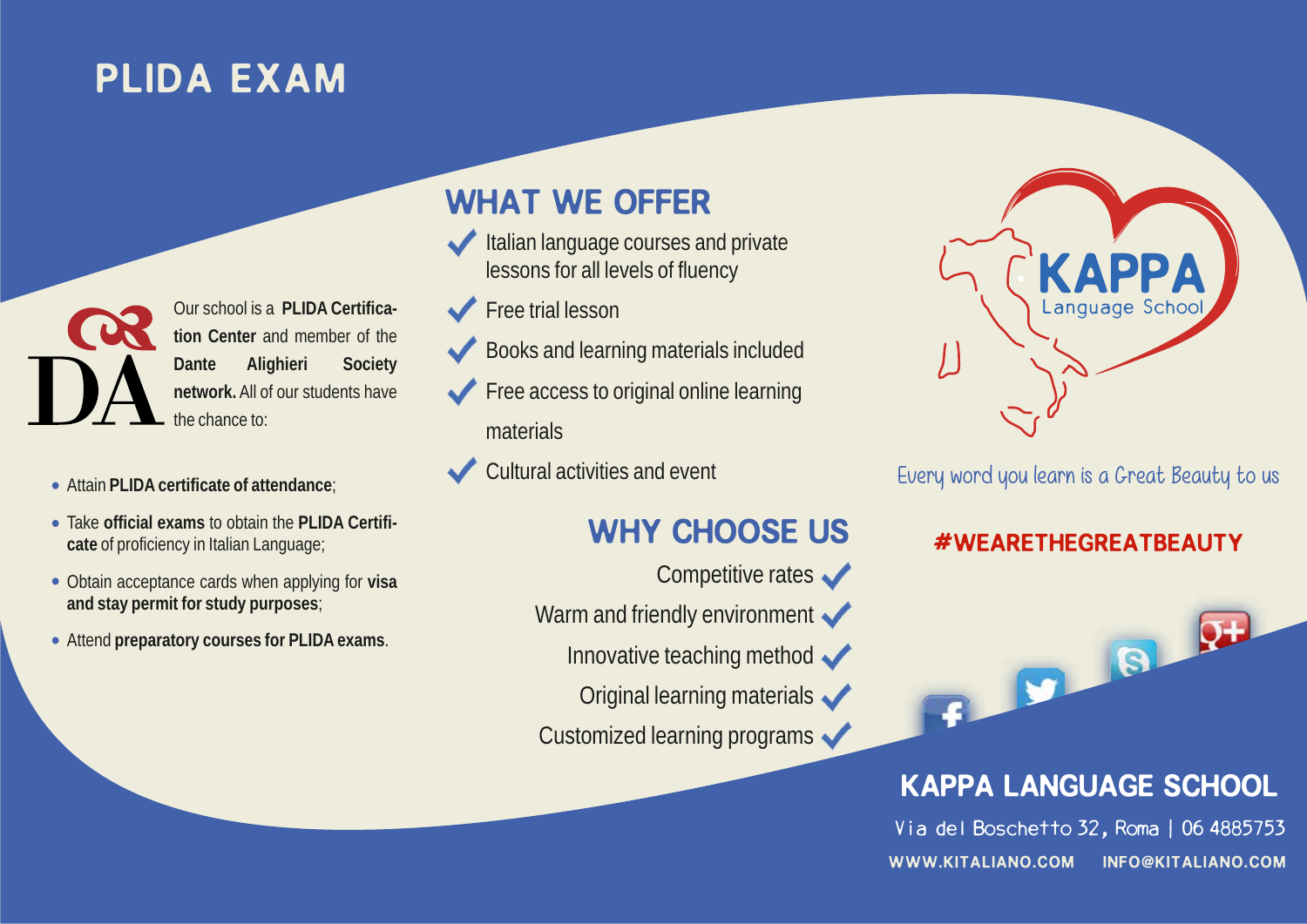# PLIDA EXAM

Our school is a **PLIDA Certification Center** and member of the **Dante Alighieri Society network.** All of our students have the chance to:

- Attain **PLIDA certificate of attendance**;
- Take **official exams** to obtain the **PLIDA Certificate** of proficiency in Italian Language;
- Obtain acceptance cards when applying for **visa and stay permit for study purposes**;
- Attend **preparatory courses for PLIDA exams**.

## WHAT WE OFFER

- Italian language courses and private lessons for all levels of fluency
- Free trial lesson
- Books and learning materials included
- Free access to original online learning materials
- Cultural activities and event

## WHY CHOOSE US

- Competitive rates
- Warm and friendly environment
- Innovative teaching method
- Original learning materials
- Customized learning programs

KAPPA Language School

Every word you learn is a Great Beauty to us

**#WEARETHEGREATBEAUTY**

## KAPPA LANGUAGE SCHOOL

Via del Boschetto 32, Roma | 06 4885753

WWW.KITALIANO.COM INFO@KITALIANO.COM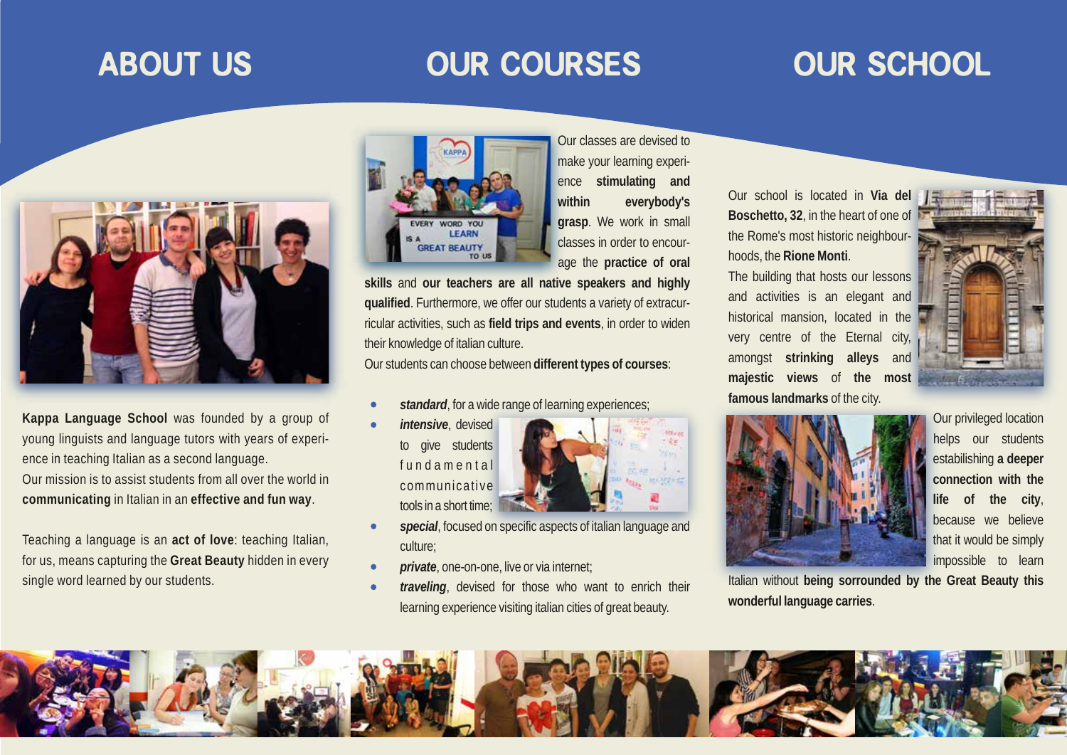# ABOUT US

**Kappa Language School** was founded by a group of young linguists and language tutors with years of experience in teaching Italian as a second language.
Our mission is to assist students from all over the world in **communicating** in Italian in an **effective and fun way**.

Teaching a language is an **act of love**: teaching Italian, for us, means capturing the **Great Beauty** hidden in every single word learned by our students.

# OUR COURSES

Our classes are devised to make your learning experience **stimulating and within everybody's grasp**. We work in small classes in order to encourage the **practice of oral skills** and **our teachers are all native speakers and highly qualified**. Furthermore, we offer our students a variety of extracurricular activities, such as **field trips and events**, in order to widen their knowledge of italian culture.
Our students can choose between **different types of courses**:

- ***standard***, for a wide range of learning experiences;
- ***intensive***, devised to give students fundamental communicative tools in a short time;
- ***special***, focused on specific aspects of italian language and culture;
- ***private***, one-on-one, live or via internet;
- ***traveling***, devised for those who want to enrich their learning experience visiting italian cities of great beauty.

# OUR SCHOOL

Our school is located in **Via del Boschetto, 32**, in the heart of one of the Rome's most historic neighbourhoods, the **Rione Monti**.
The building that hosts our lessons and activities is an elegant and historical mansion, located in the very centre of the Eternal city, amongst **strinking alleys** and **majestic views** of **the most famous landmarks** of the city.

Our privileged location helps our students estabilishing **a deeper connection with the life of the city**, because we believe that it would be simply impossible to learn Italian without **being sorrounded by the Great Beauty this wonderful language carries**.